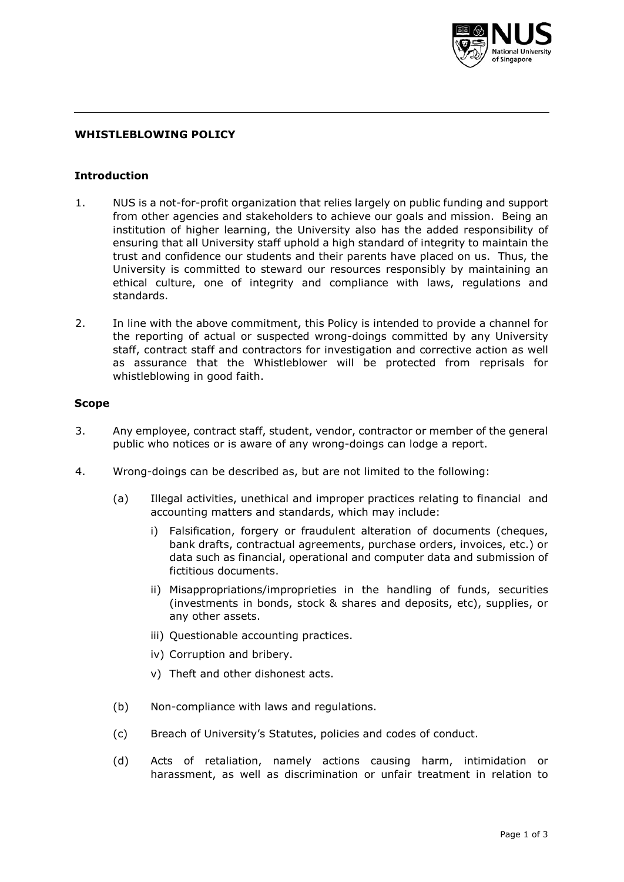# WHISTLEBLOWING POLICY

## Introduction

1. NUS is a not-for-profit organization that relies largely on public funding and support from other agencies and stakeholders to achieve our goals and mission. Being an institution of higher learning, the University also has the added responsibility of ensuring that all University staff uphold a high standard of integrity to maintain the trust and confidence our students and their parents have placed on us. Thus, the University is committed to steward our resources responsibly by maintaining an ethical culture, one of integrity and compliance with laws, regulations and standards.

2. In line with the above commitment, this Policy is intended to provide a channel for the reporting of actual or suspected wrong-doings committed by any University staff, contract staff and contractors for investigation and corrective action as well as assurance that the Whistleblower will be protected from reprisals for whistleblowing in good faith.

## Scope

3. Any employee, contract staff, student, vendor, contractor or member of the general public who notices or is aware of any wrong-doings can lodge a report.

4. Wrong-doings can be described as, but are not limited to the following:

   (a) Illegal activities, unethical and improper practices relating to financial and accounting matters and standards, which may include:

      i) Falsification, forgery or fraudulent alteration of documents (cheques, bank drafts, contractual agreements, purchase orders, invoices, etc.) or data such as financial, operational and computer data and submission of fictitious documents.

      ii) Misappropriations/improprieties in the handling of funds, securities (investments in bonds, stock & shares and deposits, etc), supplies, or any other assets.

      iii) Questionable accounting practices.

      iv) Corruption and bribery.

      v) Theft and other dishonest acts.

   (b) Non-compliance with laws and regulations.

   (c) Breach of University's Statutes, policies and codes of conduct.

   (d) Acts of retaliation, namely actions causing harm, intimidation or harassment, as well as discrimination or unfair treatment in relation to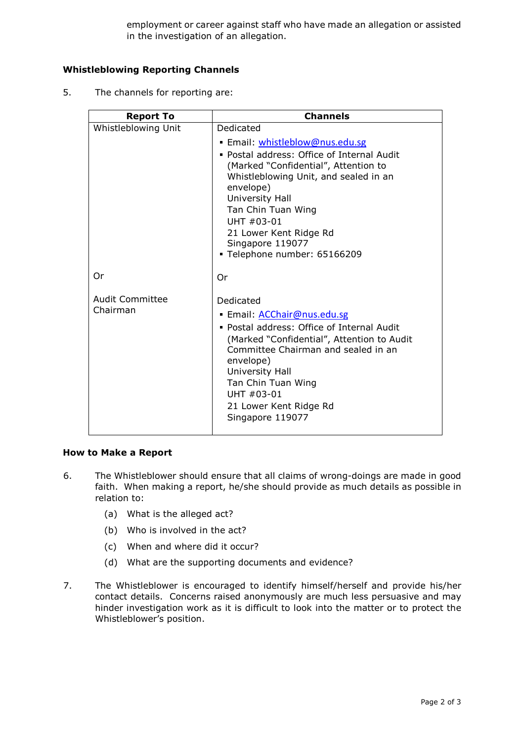employment or career against staff who have made an allegation or assisted in the investigation of an allegation.

**Whistleblowing Reporting Channels**

5. The channels for reporting are:

| Report To | Channels |
|---|---|
| Whistleblowing Unit | Dedicated<br>▪ Email: whistleblow@nus.edu.sg<br>▪ Postal address: Office of Internal Audit (Marked "Confidential", Attention to Whistleblowing Unit, and sealed in an envelope)<br>University Hall<br>Tan Chin Tuan Wing<br>UHT #03-01<br>21 Lower Kent Ridge Rd<br>Singapore 119077<br>▪ Telephone number: 65166209 |
| Or | Or |
| Audit Committee Chairman | Dedicated<br>▪ Email: ACChair@nus.edu.sg<br>▪ Postal address: Office of Internal Audit (Marked "Confidential", Attention to Audit Committee Chairman and sealed in an envelope)<br>University Hall<br>Tan Chin Tuan Wing<br>UHT #03-01<br>21 Lower Kent Ridge Rd<br>Singapore 119077 |

**How to Make a Report**

6. The Whistleblower should ensure that all claims of wrong-doings are made in good faith. When making a report, he/she should provide as much details as possible in relation to:

   (a) What is the alleged act?

   (b) Who is involved in the act?

   (c) When and where did it occur?

   (d) What are the supporting documents and evidence?

7. The Whistleblower is encouraged to identify himself/herself and provide his/her contact details. Concerns raised anonymously are much less persuasive and may hinder investigation work as it is difficult to look into the matter or to protect the Whistleblower's position.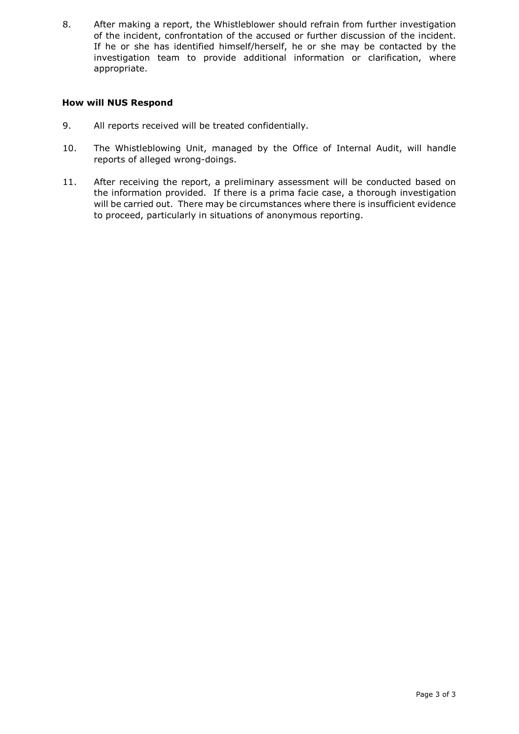8. After making a report, the Whistleblower should refrain from further investigation of the incident, confrontation of the accused or further discussion of the incident. If he or she has identified himself/herself, he or she may be contacted by the investigation team to provide additional information or clarification, where appropriate.

**How will NUS Respond**

9. All reports received will be treated confidentially.

10. The Whistleblowing Unit, managed by the Office of Internal Audit, will handle reports of alleged wrong-doings.

11. After receiving the report, a preliminary assessment will be conducted based on the information provided. If there is a prima facie case, a thorough investigation will be carried out. There may be circumstances where there is insufficient evidence to proceed, particularly in situations of anonymous reporting.